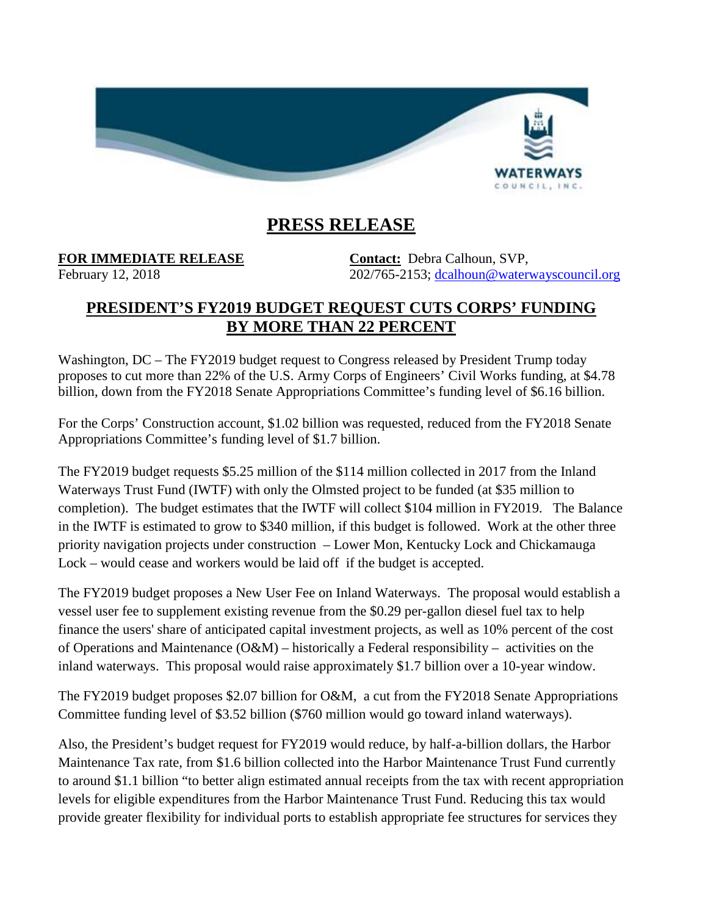WATERWAYS COUNCIL, INC.

# PRESS RELEASE

**FOR IMMEDIATE RELEASE**
February 12, 2018

**Contact:** Debra Calhoun, SVP,
202/765-2153; dcalhoun@waterwayscouncil.org

## PRESIDENT'S FY2019 BUDGET REQUEST CUTS CORPS' FUNDING BY MORE THAN 22 PERCENT

Washington, DC – The FY2019 budget request to Congress released by President Trump today proposes to cut more than 22% of the U.S. Army Corps of Engineers' Civil Works funding, at $4.78 billion, down from the FY2018 Senate Appropriations Committee's funding level of $6.16 billion.

For the Corps' Construction account, $1.02 billion was requested, reduced from the FY2018 Senate Appropriations Committee's funding level of $1.7 billion.

The FY2019 budget requests $5.25 million of the $114 million collected in 2017 from the Inland Waterways Trust Fund (IWTF) with only the Olmsted project to be funded (at $35 million to completion). The budget estimates that the IWTF will collect $104 million in FY2019. The Balance in the IWTF is estimated to grow to $340 million, if this budget is followed. Work at the other three priority navigation projects under construction – Lower Mon, Kentucky Lock and Chickamauga Lock – would cease and workers would be laid off if the budget is accepted.

The FY2019 budget proposes a New User Fee on Inland Waterways. The proposal would establish a vessel user fee to supplement existing revenue from the $0.29 per-gallon diesel fuel tax to help finance the users' share of anticipated capital investment projects, as well as 10% percent of the cost of Operations and Maintenance (O&M) – historically a Federal responsibility – activities on the inland waterways. This proposal would raise approximately $1.7 billion over a 10-year window.

The FY2019 budget proposes $2.07 billion for O&M, a cut from the FY2018 Senate Appropriations Committee funding level of $3.52 billion ($760 million would go toward inland waterways).

Also, the President's budget request for FY2019 would reduce, by half-a-billion dollars, the Harbor Maintenance Tax rate, from $1.6 billion collected into the Harbor Maintenance Trust Fund currently to around $1.1 billion "to better align estimated annual receipts from the tax with recent appropriation levels for eligible expenditures from the Harbor Maintenance Trust Fund. Reducing this tax would provide greater flexibility for individual ports to establish appropriate fee structures for services they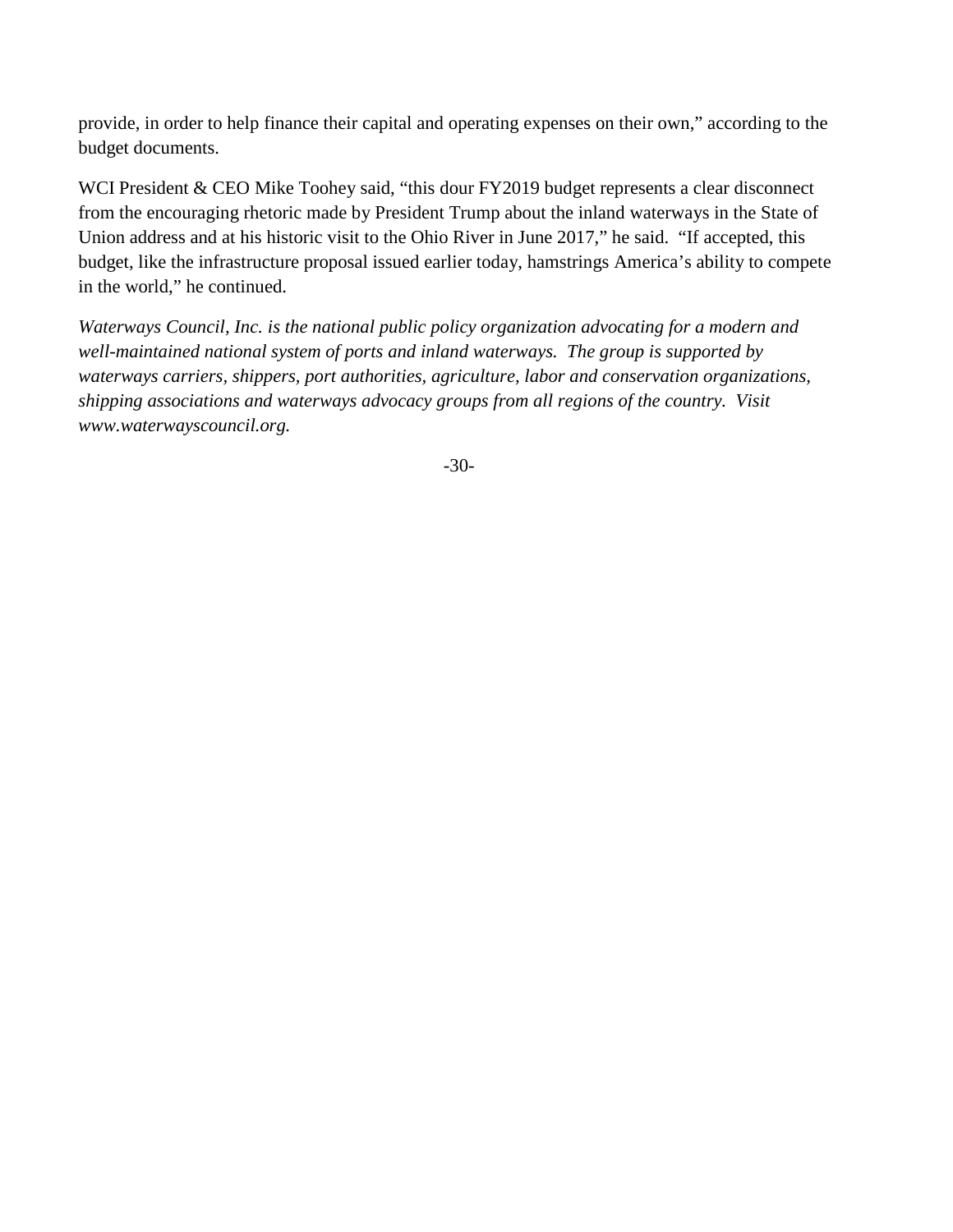provide, in order to help finance their capital and operating expenses on their own," according to the budget documents.

WCI President & CEO Mike Toohey said, "this dour FY2019 budget represents a clear disconnect from the encouraging rhetoric made by President Trump about the inland waterways in the State of Union address and at his historic visit to the Ohio River in June 2017," he said. "If accepted, this budget, like the infrastructure proposal issued earlier today, hamstrings America's ability to compete in the world," he continued.

*Waterways Council, Inc. is the national public policy organization advocating for a modern and well-maintained national system of ports and inland waterways. The group is supported by waterways carriers, shippers, port authorities, agriculture, labor and conservation organizations, shipping associations and waterways advocacy groups from all regions of the country. Visit www.waterwayscouncil.org.*

-30-